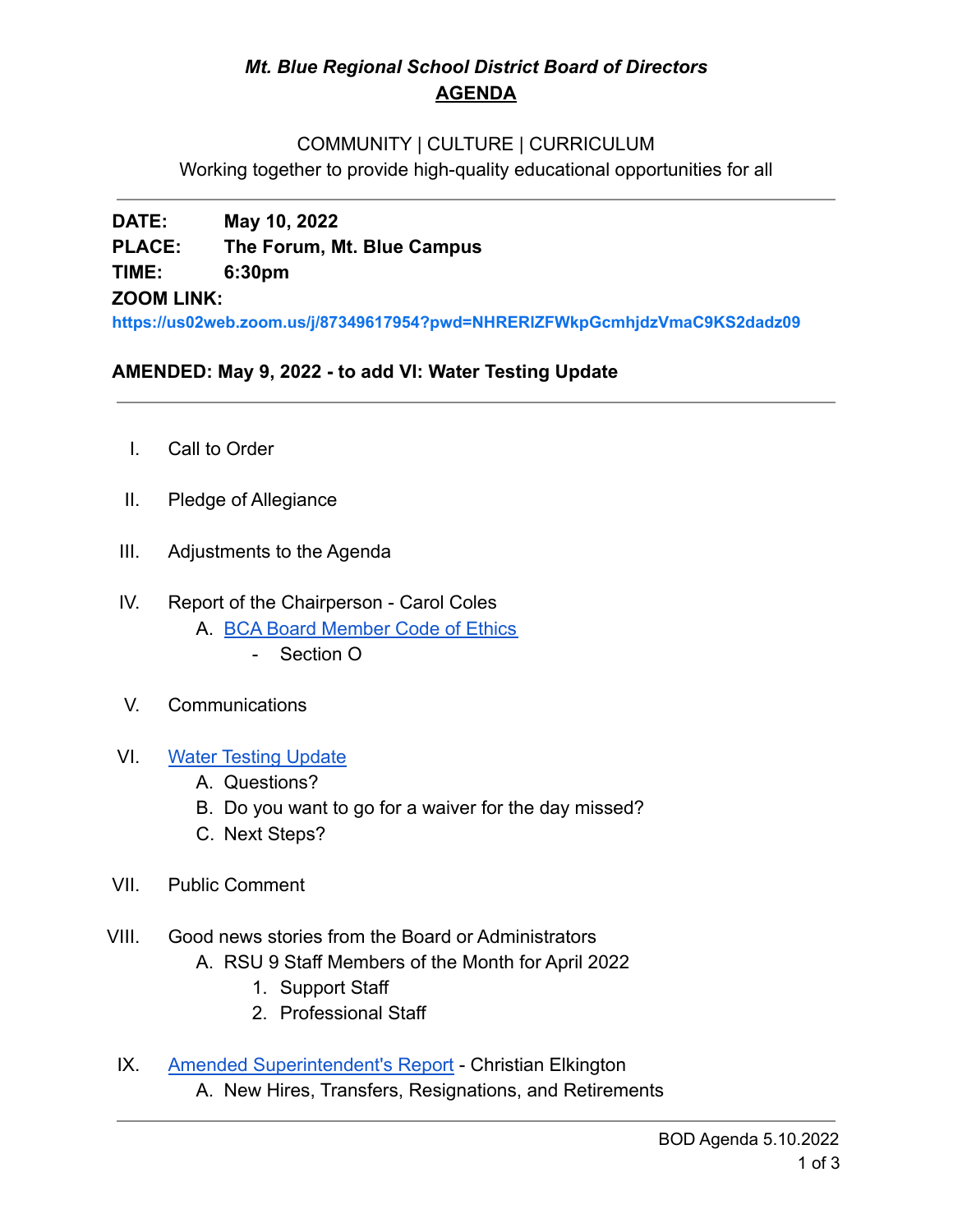# *Mt. Blue Regional School District Board of Directors*

## AGENDA

COMMUNITY | CULTURE | CURRICULUM

Working together to provide high-quality educational opportunities for all

---

**DATE:** **May 10, 2022**

**PLACE:** **The Forum, Mt. Blue Campus**

**TIME:** **6:30pm**

**ZOOM LINK:**

**https://us02web.zoom.us/j/87349617954?pwd=NHRERlZFWkpGcmhjdzVmaC9KS2dadz09**

**AMENDED: May 9, 2022 - to add VI: Water Testing Update**

---

I. Call to Order

II. Pledge of Allegiance

III. Adjustments to the Agenda

IV. Report of the Chairperson - Carol Coles
   A. BCA Board Member Code of Ethics
      - Section O

V. Communications

VI. Water Testing Update
   A. Questions?
   B. Do you want to go for a waiver for the day missed?
   C. Next Steps?

VII. Public Comment

VIII. Good news stories from the Board or Administrators
   A. RSU 9 Staff Members of the Month for April 2022
      1. Support Staff
      2. Professional Staff

IX. Amended Superintendent's Report - Christian Elkington
   A. New Hires, Transfers, Resignations, and Retirements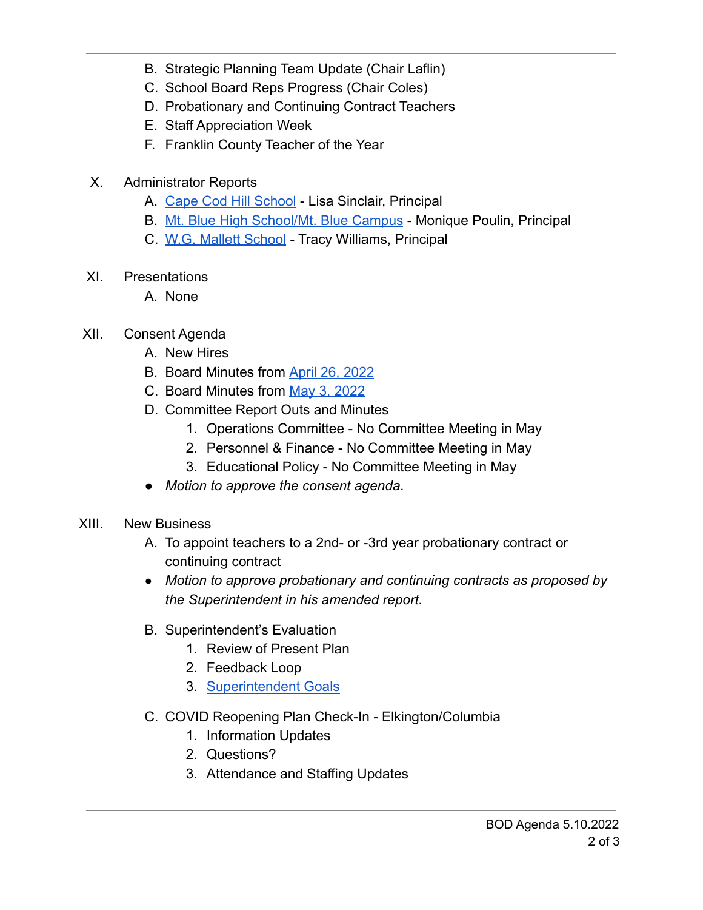B. Strategic Planning Team Update (Chair Laflin)
C. School Board Reps Progress (Chair Coles)
D. Probationary and Continuing Contract Teachers
E. Staff Appreciation Week
F. Franklin County Teacher of the Year

X. Administrator Reports
   A. Cape Cod Hill School - Lisa Sinclair, Principal
   B. Mt. Blue High School/Mt. Blue Campus - Monique Poulin, Principal
   C. W.G. Mallett School - Tracy Williams, Principal

XI. Presentations
   A. None

XII. Consent Agenda
   A. New Hires
   B. Board Minutes from April 26, 2022
   C. Board Minutes from May 3, 2022
   D. Committee Report Outs and Minutes
      1. Operations Committee - No Committee Meeting in May
      2. Personnel & Finance - No Committee Meeting in May
      3. Educational Policy - No Committee Meeting in May
   - *Motion to approve the consent agenda.*

XIII. New Business
   A. To appoint teachers to a 2nd- or -3rd year probationary contract or continuing contract
   - *Motion to approve probationary and continuing contracts as proposed by the Superintendent in his amended report.*

   B. Superintendent's Evaluation
      1. Review of Present Plan
      2. Feedback Loop
      3. Superintendent Goals

   C. COVID Reopening Plan Check-In - Elkington/Columbia
      1. Information Updates
      2. Questions?
      3. Attendance and Staffing Updates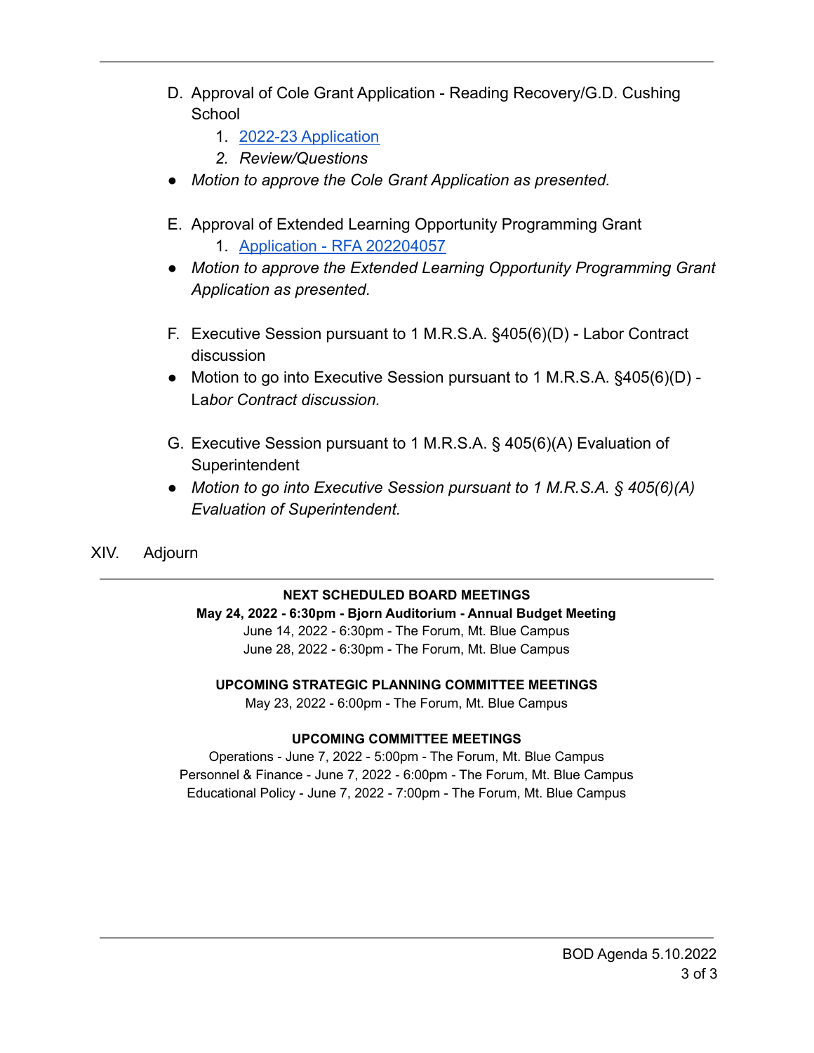D. Approval of Cole Grant Application - Reading Recovery/G.D. Cushing School
   1. 2022-23 Application
   2. *Review/Questions*

- *Motion to approve the Cole Grant Application as presented.*

E. Approval of Extended Learning Opportunity Programming Grant
   1. Application - RFA 202204057

- *Motion to approve the Extended Learning Opportunity Programming Grant Application as presented.*

F. Executive Session pursuant to 1 M.R.S.A. §405(6)(D) - Labor Contract discussion

- Motion to go into Executive Session pursuant to 1 M.R.S.A. §405(6)(D) - La*bor Contract discussion.*

G. Executive Session pursuant to 1 M.R.S.A. § 405(6)(A) Evaluation of Superintendent

- *Motion to go into Executive Session pursuant to 1 M.R.S.A. § 405(6)(A) Evaluation of Superintendent.*

XIV. Adjourn

---

**NEXT SCHEDULED BOARD MEETINGS**

**May 24, 2022 - 6:30pm - Bjorn Auditorium - Annual Budget Meeting**

June 14, 2022 - 6:30pm - The Forum, Mt. Blue Campus

June 28, 2022 - 6:30pm - The Forum, Mt. Blue Campus

**UPCOMING STRATEGIC PLANNING COMMITTEE MEETINGS**

May 23, 2022 - 6:00pm - The Forum, Mt. Blue Campus

**UPCOMING COMMITTEE MEETINGS**

Operations - June 7, 2022 - 5:00pm - The Forum, Mt. Blue Campus

Personnel & Finance - June 7, 2022 - 6:00pm - The Forum, Mt. Blue Campus

Educational Policy - June 7, 2022 - 7:00pm - The Forum, Mt. Blue Campus